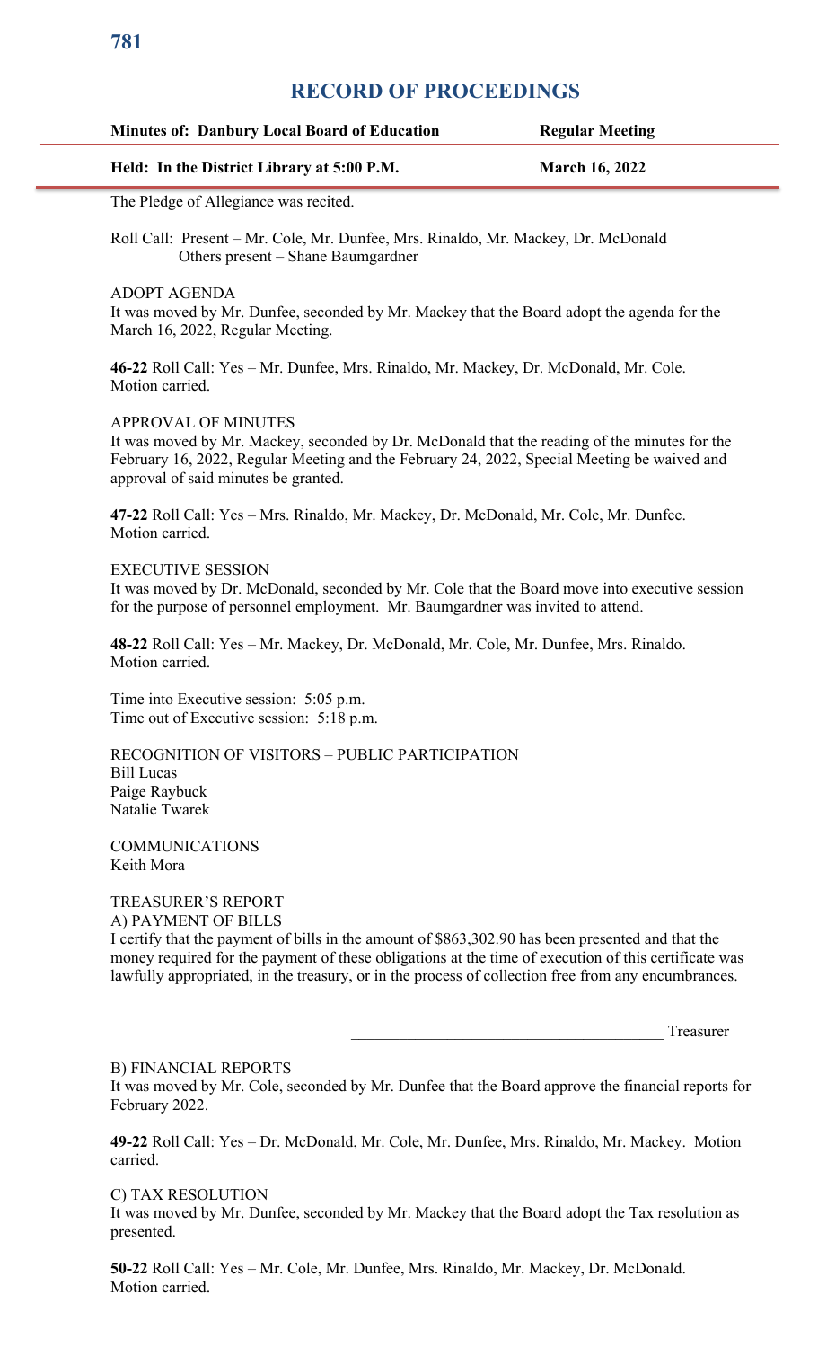# RECORD OF PROCEEDINGS

| **Minutes of: Danbury Local Board of Education** | **Regular Meeting** |
|---|---|
| **Held: In the District Library at 5:00 P.M.** | **March 16, 2022** |

The Pledge of Allegiance was recited.

Roll Call: Present – Mr. Cole, Mr. Dunfee, Mrs. Rinaldo, Mr. Mackey, Dr. McDonald
Others present – Shane Baumgardner

ADOPT AGENDA
It was moved by Mr. Dunfee, seconded by Mr. Mackey that the Board adopt the agenda for the March 16, 2022, Regular Meeting.

**46-22** Roll Call: Yes – Mr. Dunfee, Mrs. Rinaldo, Mr. Mackey, Dr. McDonald, Mr. Cole. Motion carried.

APPROVAL OF MINUTES
It was moved by Mr. Mackey, seconded by Dr. McDonald that the reading of the minutes for the February 16, 2022, Regular Meeting and the February 24, 2022, Special Meeting be waived and approval of said minutes be granted.

**47-22** Roll Call: Yes – Mrs. Rinaldo, Mr. Mackey, Dr. McDonald, Mr. Cole, Mr. Dunfee. Motion carried.

EXECUTIVE SESSION
It was moved by Dr. McDonald, seconded by Mr. Cole that the Board move into executive session for the purpose of personnel employment. Mr. Baumgardner was invited to attend.

**48-22** Roll Call: Yes – Mr. Mackey, Dr. McDonald, Mr. Cole, Mr. Dunfee, Mrs. Rinaldo. Motion carried.

Time into Executive session: 5:05 p.m.
Time out of Executive session: 5:18 p.m.

RECOGNITION OF VISITORS – PUBLIC PARTICIPATION
Bill Lucas
Paige Raybuck
Natalie Twarek

COMMUNICATIONS
Keith Mora

TREASURER'S REPORT
A) PAYMENT OF BILLS
I certify that the payment of bills in the amount of $863,302.90 has been presented and that the money required for the payment of these obligations at the time of execution of this certificate was lawfully appropriated, in the treasury, or in the process of collection free from any encumbrances.

_____________________________________ Treasurer

B) FINANCIAL REPORTS
It was moved by Mr. Cole, seconded by Mr. Dunfee that the Board approve the financial reports for February 2022.

**49-22** Roll Call: Yes – Dr. McDonald, Mr. Cole, Mr. Dunfee, Mrs. Rinaldo, Mr. Mackey. Motion carried.

C) TAX RESOLUTION
It was moved by Mr. Dunfee, seconded by Mr. Mackey that the Board adopt the Tax resolution as presented.

**50-22** Roll Call: Yes – Mr. Cole, Mr. Dunfee, Mrs. Rinaldo, Mr. Mackey, Dr. McDonald. Motion carried.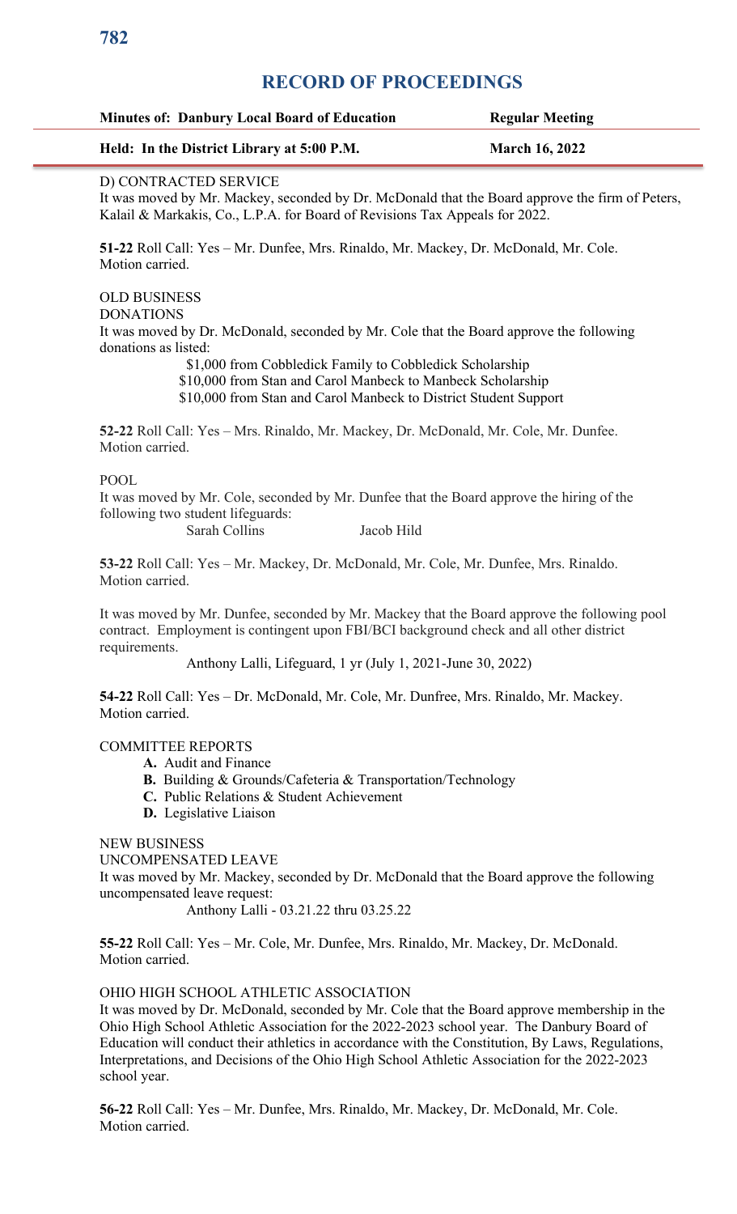# RECORD OF PROCEEDINGS

| **Minutes of: Danbury Local Board of Education** | **Regular Meeting** |
| --- | --- |
| **Held: In the District Library at 5:00 P.M.** | **March 16, 2022** |

D) CONTRACTED SERVICE
It was moved by Mr. Mackey, seconded by Dr. McDonald that the Board approve the firm of Peters, Kalail & Markakis, Co., L.P.A. for Board of Revisions Tax Appeals for 2022.

**51-22** Roll Call: Yes – Mr. Dunfee, Mrs. Rinaldo, Mr. Mackey, Dr. McDonald, Mr. Cole.
Motion carried.

OLD BUSINESS
DONATIONS
It was moved by Dr. McDonald, seconded by Mr. Cole that the Board approve the following donations as listed:

$1,000 from Cobbledick Family to Cobbledick Scholarship
$10,000 from Stan and Carol Manbeck to Manbeck Scholarship
$10,000 from Stan and Carol Manbeck to District Student Support

**52-22** Roll Call: Yes – Mrs. Rinaldo, Mr. Mackey, Dr. McDonald, Mr. Cole, Mr. Dunfee.
Motion carried.

POOL
It was moved by Mr. Cole, seconded by Mr. Dunfee that the Board approve the hiring of the following two student lifeguards:

Sarah Collins     Jacob Hild

**53-22** Roll Call: Yes – Mr. Mackey, Dr. McDonald, Mr. Cole, Mr. Dunfee, Mrs. Rinaldo.
Motion carried.

It was moved by Mr. Dunfee, seconded by Mr. Mackey that the Board approve the following pool contract. Employment is contingent upon FBI/BCI background check and all other district requirements.

Anthony Lalli, Lifeguard, 1 yr (July 1, 2021-June 30, 2022)

**54-22** Roll Call: Yes – Dr. McDonald, Mr. Cole, Mr. Dunfree, Mrs. Rinaldo, Mr. Mackey.
Motion carried.

COMMITTEE REPORTS

- **A.** Audit and Finance
- **B.** Building & Grounds/Cafeteria & Transportation/Technology
- **C.** Public Relations & Student Achievement
- **D.** Legislative Liaison

NEW BUSINESS
UNCOMPENSATED LEAVE
It was moved by Mr. Mackey, seconded by Dr. McDonald that the Board approve the following uncompensated leave request:

Anthony Lalli - 03.21.22 thru 03.25.22

**55-22** Roll Call: Yes – Mr. Cole, Mr. Dunfee, Mrs. Rinaldo, Mr. Mackey, Dr. McDonald.
Motion carried.

OHIO HIGH SCHOOL ATHLETIC ASSOCIATION
It was moved by Dr. McDonald, seconded by Mr. Cole that the Board approve membership in the Ohio High School Athletic Association for the 2022-2023 school year. The Danbury Board of Education will conduct their athletics in accordance with the Constitution, By Laws, Regulations, Interpretations, and Decisions of the Ohio High School Athletic Association for the 2022-2023 school year.

**56-22** Roll Call: Yes – Mr. Dunfee, Mrs. Rinaldo, Mr. Mackey, Dr. McDonald, Mr. Cole.
Motion carried.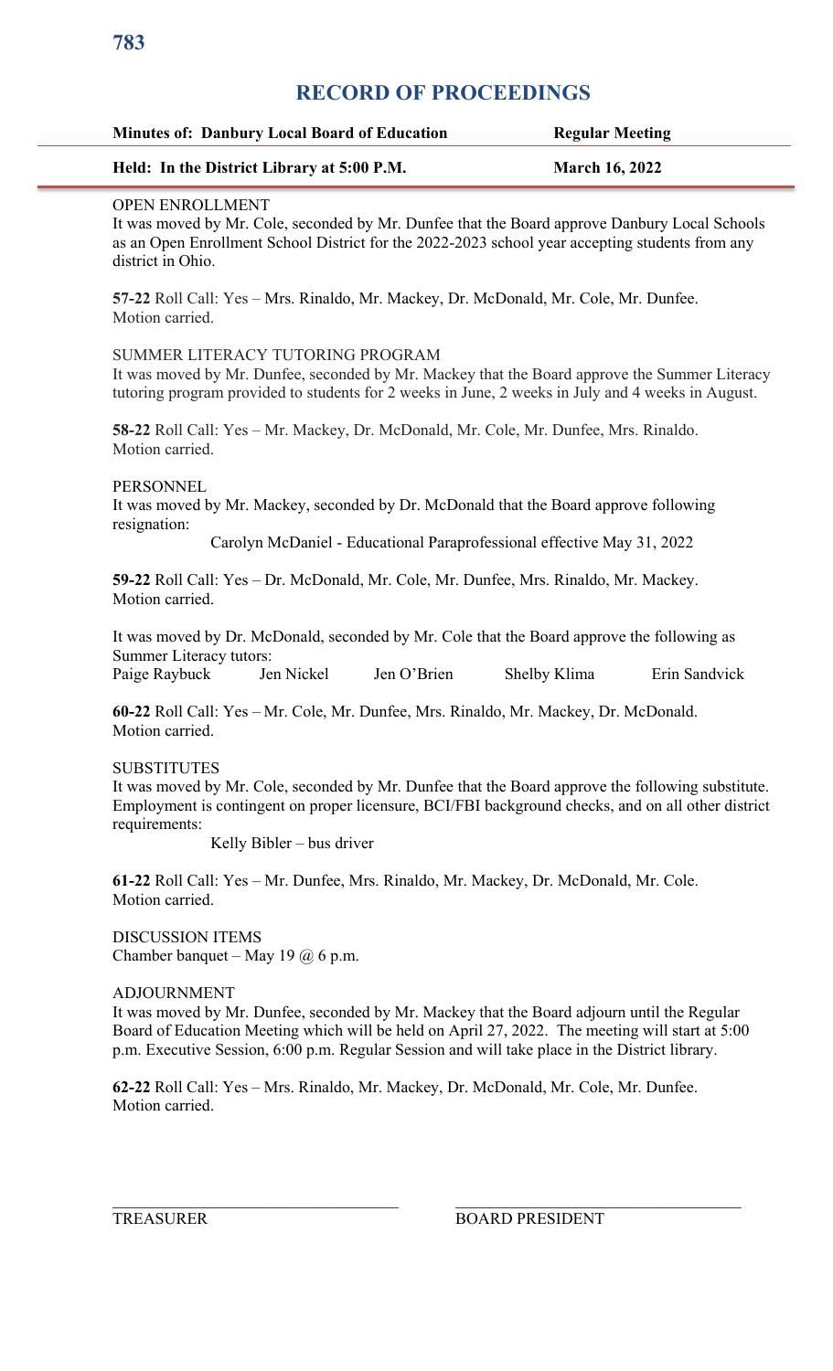# RECORD OF PROCEEDINGS

| **Minutes of: Danbury Local Board of Education** | **Regular Meeting** |
|---|---|
| **Held: In the District Library at 5:00 P.M.** | **March 16, 2022** |

OPEN ENROLLMENT

It was moved by Mr. Cole, seconded by Mr. Dunfee that the Board approve Danbury Local Schools as an Open Enrollment School District for the 2022-2023 school year accepting students from any district in Ohio.

**57-22** Roll Call: Yes – Mrs. Rinaldo, Mr. Mackey, Dr. McDonald, Mr. Cole, Mr. Dunfee. Motion carried.

SUMMER LITERACY TUTORING PROGRAM

It was moved by Mr. Dunfee, seconded by Mr. Mackey that the Board approve the Summer Literacy tutoring program provided to students for 2 weeks in June, 2 weeks in July and 4 weeks in August.

**58-22** Roll Call: Yes – Mr. Mackey, Dr. McDonald, Mr. Cole, Mr. Dunfee, Mrs. Rinaldo. Motion carried.

PERSONNEL

It was moved by Mr. Mackey, seconded by Dr. McDonald that the Board approve following resignation:

Carolyn McDaniel - Educational Paraprofessional effective May 31, 2022

**59-22** Roll Call: Yes – Dr. McDonald, Mr. Cole, Mr. Dunfee, Mrs. Rinaldo, Mr. Mackey. Motion carried.

It was moved by Dr. McDonald, seconded by Mr. Cole that the Board approve the following as Summer Literacy tutors:

Paige Raybuck    Jen Nickel    Jen O'Brien    Shelby Klima    Erin Sandvick

**60-22** Roll Call: Yes – Mr. Cole, Mr. Dunfee, Mrs. Rinaldo, Mr. Mackey, Dr. McDonald. Motion carried.

SUBSTITUTES

It was moved by Mr. Cole, seconded by Mr. Dunfee that the Board approve the following substitute. Employment is contingent on proper licensure, BCI/FBI background checks, and on all other district requirements:

Kelly Bibler – bus driver

**61-22** Roll Call: Yes – Mr. Dunfee, Mrs. Rinaldo, Mr. Mackey, Dr. McDonald, Mr. Cole. Motion carried.

DISCUSSION ITEMS

Chamber banquet – May 19 @ 6 p.m.

ADJOURNMENT

It was moved by Mr. Dunfee, seconded by Mr. Mackey that the Board adjourn until the Regular Board of Education Meeting which will be held on April 27, 2022. The meeting will start at 5:00 p.m. Executive Session, 6:00 p.m. Regular Session and will take place in the District library.

**62-22** Roll Call: Yes – Mrs. Rinaldo, Mr. Mackey, Dr. McDonald, Mr. Cole, Mr. Dunfee. Motion carried.

\_\_\_\_\_\_\_\_\_\_\_\_\_\_\_\_\_\_\_\_\_\_\_\_\_\_\_\_\_\_\_\_\_\_    \_\_\_\_\_\_\_\_\_\_\_\_\_\_\_\_\_\_\_\_\_\_\_\_\_\_\_\_\_\_\_\_\_\_

TREASURER    BOARD PRESIDENT